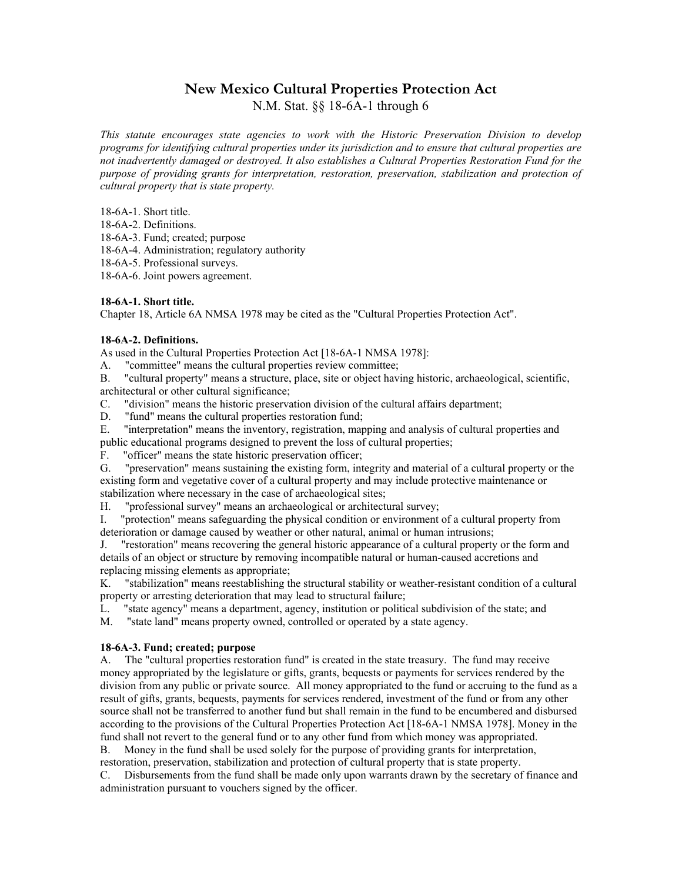# New Mexico Cultural Properties Protection Act

N.M. Stat. §§ 18-6A-1 through 6

*This statute encourages state agencies to work with the Historic Preservation Division to develop programs for identifying cultural properties under its jurisdiction and to ensure that cultural properties are not inadvertently damaged or destroyed. It also establishes a Cultural Properties Restoration Fund for the purpose of providing grants for interpretation, restoration, preservation, stabilization and protection of cultural property that is state property.*

18-6A-1. Short title.
18-6A-2. Definitions.
18-6A-3. Fund; created; purpose
18-6A-4. Administration; regulatory authority
18-6A-5. Professional surveys.
18-6A-6. Joint powers agreement.

**18-6A-1. Short title.**
Chapter 18, Article 6A NMSA 1978 may be cited as the "Cultural Properties Protection Act".

**18-6A-2. Definitions.**
As used in the Cultural Properties Protection Act [18-6A-1 NMSA 1978]:

A. "committee" means the cultural properties review committee;

B. "cultural property" means a structure, place, site or object having historic, archaeological, scientific, architectural or other cultural significance;

C. "division" means the historic preservation division of the cultural affairs department;

D. "fund" means the cultural properties restoration fund;

E. "interpretation" means the inventory, registration, mapping and analysis of cultural properties and public educational programs designed to prevent the loss of cultural properties;

F. "officer" means the state historic preservation officer;

G. "preservation" means sustaining the existing form, integrity and material of a cultural property or the existing form and vegetative cover of a cultural property and may include protective maintenance or stabilization where necessary in the case of archaeological sites;

H. "professional survey" means an archaeological or architectural survey;

I. "protection" means safeguarding the physical condition or environment of a cultural property from deterioration or damage caused by weather or other natural, animal or human intrusions;

J. "restoration" means recovering the general historic appearance of a cultural property or the form and details of an object or structure by removing incompatible natural or human-caused accretions and replacing missing elements as appropriate;

K. "stabilization" means reestablishing the structural stability or weather-resistant condition of a cultural property or arresting deterioration that may lead to structural failure;

L. "state agency" means a department, agency, institution or political subdivision of the state; and

M. "state land" means property owned, controlled or operated by a state agency.

**18-6A-3. Fund; created; purpose**

A. The "cultural properties restoration fund" is created in the state treasury. The fund may receive money appropriated by the legislature or gifts, grants, bequests or payments for services rendered by the division from any public or private source. All money appropriated to the fund or accruing to the fund as a result of gifts, grants, bequests, payments for services rendered, investment of the fund or from any other source shall not be transferred to another fund but shall remain in the fund to be encumbered and disbursed according to the provisions of the Cultural Properties Protection Act [18-6A-1 NMSA 1978]. Money in the fund shall not revert to the general fund or to any other fund from which money was appropriated.

B. Money in the fund shall be used solely for the purpose of providing grants for interpretation, restoration, preservation, stabilization and protection of cultural property that is state property.

C. Disbursements from the fund shall be made only upon warrants drawn by the secretary of finance and administration pursuant to vouchers signed by the officer.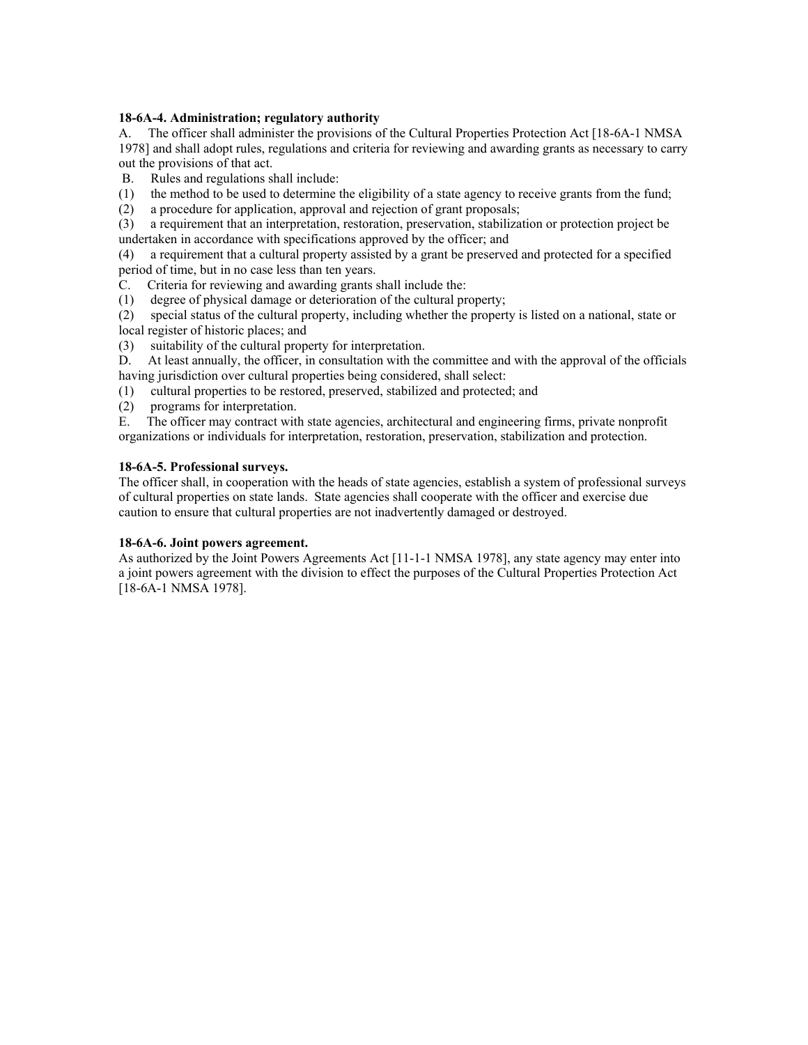**18-6A-4. Administration; regulatory authority**

A. The officer shall administer the provisions of the Cultural Properties Protection Act [18-6A-1 NMSA 1978] and shall adopt rules, regulations and criteria for reviewing and awarding grants as necessary to carry out the provisions of that act.

B. Rules and regulations shall include:

(1) the method to be used to determine the eligibility of a state agency to receive grants from the fund;

(2) a procedure for application, approval and rejection of grant proposals;

(3) a requirement that an interpretation, restoration, preservation, stabilization or protection project be undertaken in accordance with specifications approved by the officer; and

(4) a requirement that a cultural property assisted by a grant be preserved and protected for a specified period of time, but in no case less than ten years.

C. Criteria for reviewing and awarding grants shall include the:

(1) degree of physical damage or deterioration of the cultural property;

(2) special status of the cultural property, including whether the property is listed on a national, state or local register of historic places; and

(3) suitability of the cultural property for interpretation.

D. At least annually, the officer, in consultation with the committee and with the approval of the officials having jurisdiction over cultural properties being considered, shall select:

(1) cultural properties to be restored, preserved, stabilized and protected; and

(2) programs for interpretation.

E. The officer may contract with state agencies, architectural and engineering firms, private nonprofit organizations or individuals for interpretation, restoration, preservation, stabilization and protection.

**18-6A-5. Professional surveys.**

The officer shall, in cooperation with the heads of state agencies, establish a system of professional surveys of cultural properties on state lands. State agencies shall cooperate with the officer and exercise due caution to ensure that cultural properties are not inadvertently damaged or destroyed.

**18-6A-6. Joint powers agreement.**

As authorized by the Joint Powers Agreements Act [11-1-1 NMSA 1978], any state agency may enter into a joint powers agreement with the division to effect the purposes of the Cultural Properties Protection Act [18-6A-1 NMSA 1978].